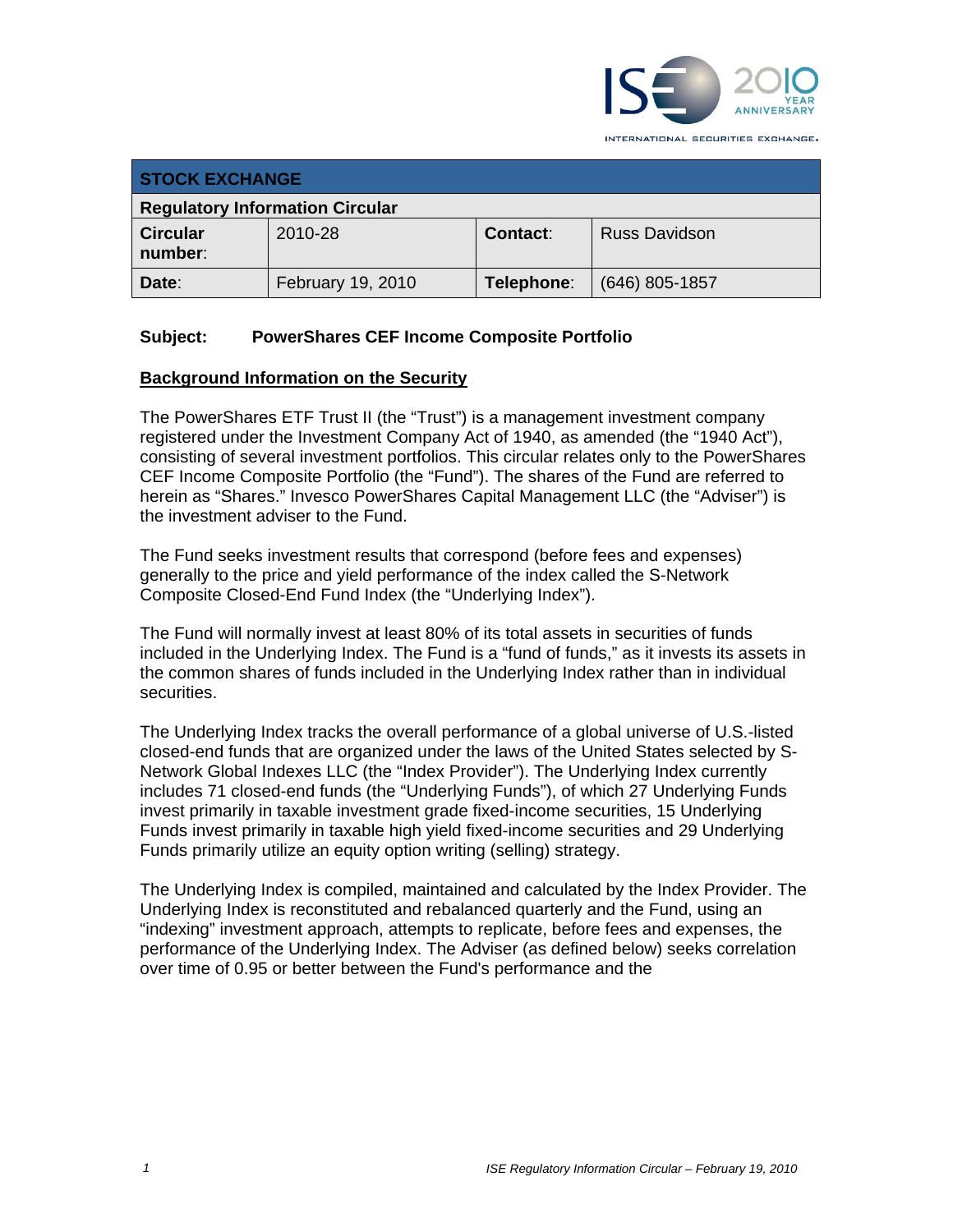| STOCK EXCHANGE | | | |
|---|---|---|---|
| **Regulatory Information Circular** | | | |
| **Circular number**: | 2010-28 | **Contact**: | Russ Davidson |
| **Date**: | February 19, 2010 | **Telephone**: | (646) 805-1857 |

**Subject: PowerShares CEF Income Composite Portfolio**

**Background Information on the Security**

The PowerShares ETF Trust II (the "Trust") is a management investment company registered under the Investment Company Act of 1940, as amended (the "1940 Act"), consisting of several investment portfolios. This circular relates only to the PowerShares CEF Income Composite Portfolio (the "Fund"). The shares of the Fund are referred to herein as "Shares." Invesco PowerShares Capital Management LLC (the "Adviser") is the investment adviser to the Fund.

The Fund seeks investment results that correspond (before fees and expenses) generally to the price and yield performance of the index called the S-Network Composite Closed-End Fund Index (the "Underlying Index").

The Fund will normally invest at least 80% of its total assets in securities of funds included in the Underlying Index. The Fund is a "fund of funds," as it invests its assets in the common shares of funds included in the Underlying Index rather than in individual securities.

The Underlying Index tracks the overall performance of a global universe of U.S.-listed closed-end funds that are organized under the laws of the United States selected by S-Network Global Indexes LLC (the "Index Provider"). The Underlying Index currently includes 71 closed-end funds (the "Underlying Funds"), of which 27 Underlying Funds invest primarily in taxable investment grade fixed-income securities, 15 Underlying Funds invest primarily in taxable high yield fixed-income securities and 29 Underlying Funds primarily utilize an equity option writing (selling) strategy.

The Underlying Index is compiled, maintained and calculated by the Index Provider. The Underlying Index is reconstituted and rebalanced quarterly and the Fund, using an "indexing" investment approach, attempts to replicate, before fees and expenses, the performance of the Underlying Index. The Adviser (as defined below) seeks correlation over time of 0.95 or better between the Fund's performance and the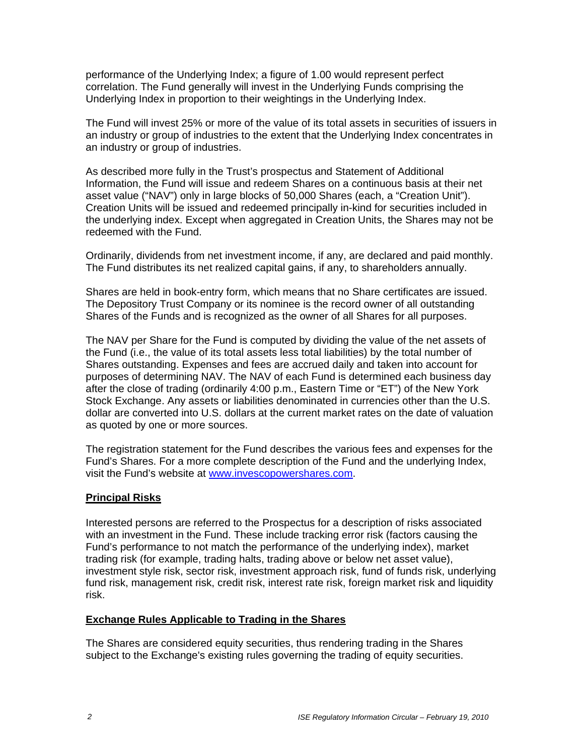performance of the Underlying Index; a figure of 1.00 would represent perfect correlation. The Fund generally will invest in the Underlying Funds comprising the Underlying Index in proportion to their weightings in the Underlying Index.

The Fund will invest 25% or more of the value of its total assets in securities of issuers in an industry or group of industries to the extent that the Underlying Index concentrates in an industry or group of industries.

As described more fully in the Trust's prospectus and Statement of Additional Information, the Fund will issue and redeem Shares on a continuous basis at their net asset value ("NAV") only in large blocks of 50,000 Shares (each, a "Creation Unit"). Creation Units will be issued and redeemed principally in-kind for securities included in the underlying index. Except when aggregated in Creation Units, the Shares may not be redeemed with the Fund.

Ordinarily, dividends from net investment income, if any, are declared and paid monthly. The Fund distributes its net realized capital gains, if any, to shareholders annually.

Shares are held in book-entry form, which means that no Share certificates are issued. The Depository Trust Company or its nominee is the record owner of all outstanding Shares of the Funds and is recognized as the owner of all Shares for all purposes.

The NAV per Share for the Fund is computed by dividing the value of the net assets of the Fund (i.e., the value of its total assets less total liabilities) by the total number of Shares outstanding. Expenses and fees are accrued daily and taken into account for purposes of determining NAV. The NAV of each Fund is determined each business day after the close of trading (ordinarily 4:00 p.m., Eastern Time or "ET") of the New York Stock Exchange. Any assets or liabilities denominated in currencies other than the U.S. dollar are converted into U.S. dollars at the current market rates on the date of valuation as quoted by one or more sources.

The registration statement for the Fund describes the various fees and expenses for the Fund's Shares. For a more complete description of the Fund and the underlying Index, visit the Fund's website at www.invescopowershares.com.

## Principal Risks

Interested persons are referred to the Prospectus for a description of risks associated with an investment in the Fund. These include tracking error risk (factors causing the Fund's performance to not match the performance of the underlying index), market trading risk (for example, trading halts, trading above or below net asset value), investment style risk, sector risk, investment approach risk, fund of funds risk, underlying fund risk, management risk, credit risk, interest rate risk, foreign market risk and liquidity risk.

## Exchange Rules Applicable to Trading in the Shares

The Shares are considered equity securities, thus rendering trading in the Shares subject to the Exchange's existing rules governing the trading of equity securities.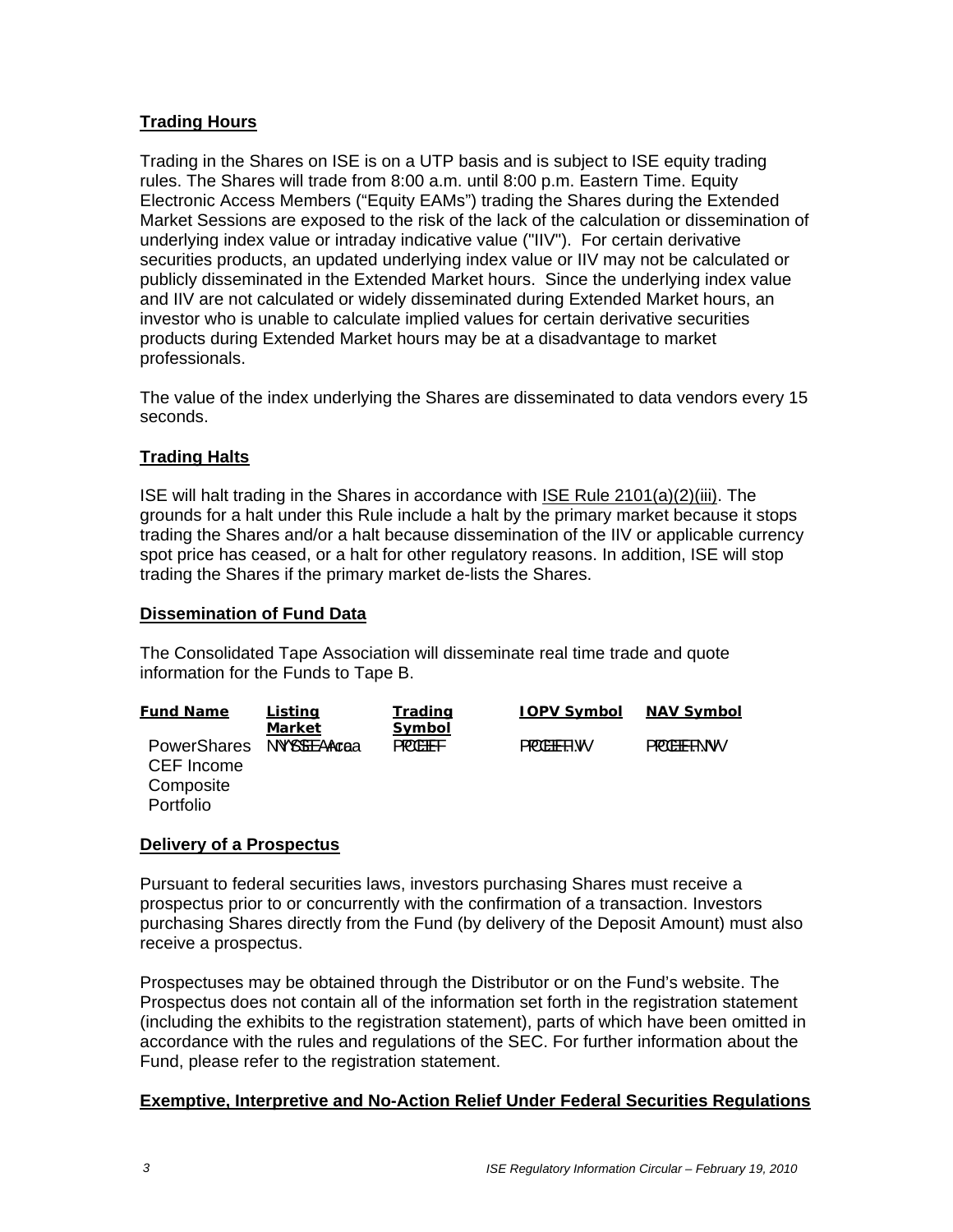**Trading Hours**

Trading in the Shares on ISE is on a UTP basis and is subject to ISE equity trading rules. The Shares will trade from 8:00 a.m. until 8:00 p.m. Eastern Time. Equity Electronic Access Members ("Equity EAMs") trading the Shares during the Extended Market Sessions are exposed to the risk of the lack of the calculation or dissemination of underlying index value or intraday indicative value ("IIV"). For certain derivative securities products, an updated underlying index value or IIV may not be calculated or publicly disseminated in the Extended Market hours. Since the underlying index value and IIV are not calculated or widely disseminated during Extended Market hours, an investor who is unable to calculate implied values for certain derivative securities products during Extended Market hours may be at a disadvantage to market professionals.

The value of the index underlying the Shares are disseminated to data vendors every 15 seconds.

**Trading Halts**

ISE will halt trading in the Shares in accordance with ISE Rule 2101(a)(2)(iii). The grounds for a halt under this Rule include a halt by the primary market because it stops trading the Shares and/or a halt because dissemination of the IIV or applicable currency spot price has ceased, or a halt for other regulatory reasons. In addition, ISE will stop trading the Shares if the primary market de-lists the Shares.

**Dissemination of Fund Data**

The Consolidated Tape Association will disseminate real time trade and quote information for the Funds to Tape B.

| Fund Name | Listing Market | Trading Symbol | IOPV Symbol | NAV Symbol |
|---|---|---|---|---|
| PowerShares CEF Income Composite Portfolio | NYSE Arca | PCEF | PCEF.IV | PCEF.NV |

**Delivery of a Prospectus**

Pursuant to federal securities laws, investors purchasing Shares must receive a prospectus prior to or concurrently with the confirmation of a transaction. Investors purchasing Shares directly from the Fund (by delivery of the Deposit Amount) must also receive a prospectus.

Prospectuses may be obtained through the Distributor or on the Fund's website. The Prospectus does not contain all of the information set forth in the registration statement (including the exhibits to the registration statement), parts of which have been omitted in accordance with the rules and regulations of the SEC. For further information about the Fund, please refer to the registration statement.

**Exemptive, Interpretive and No-Action Relief Under Federal Securities Regulations**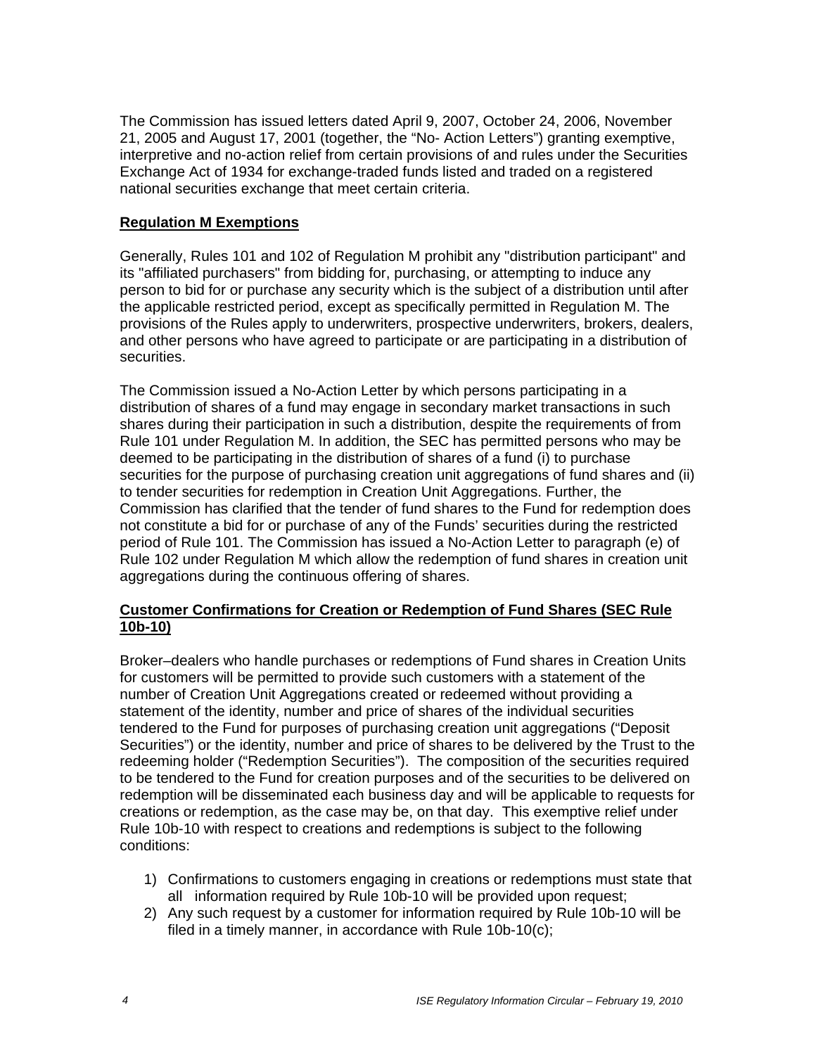The Commission has issued letters dated April 9, 2007, October 24, 2006, November 21, 2005 and August 17, 2001 (together, the "No- Action Letters") granting exemptive, interpretive and no-action relief from certain provisions of and rules under the Securities Exchange Act of 1934 for exchange-traded funds listed and traded on a registered national securities exchange that meet certain criteria.

## **Regulation M Exemptions**

Generally, Rules 101 and 102 of Regulation M prohibit any "distribution participant" and its "affiliated purchasers" from bidding for, purchasing, or attempting to induce any person to bid for or purchase any security which is the subject of a distribution until after the applicable restricted period, except as specifically permitted in Regulation M. The provisions of the Rules apply to underwriters, prospective underwriters, brokers, dealers, and other persons who have agreed to participate or are participating in a distribution of securities.

The Commission issued a No-Action Letter by which persons participating in a distribution of shares of a fund may engage in secondary market transactions in such shares during their participation in such a distribution, despite the requirements of from Rule 101 under Regulation M. In addition, the SEC has permitted persons who may be deemed to be participating in the distribution of shares of a fund (i) to purchase securities for the purpose of purchasing creation unit aggregations of fund shares and (ii) to tender securities for redemption in Creation Unit Aggregations. Further, the Commission has clarified that the tender of fund shares to the Fund for redemption does not constitute a bid for or purchase of any of the Funds' securities during the restricted period of Rule 101. The Commission has issued a No-Action Letter to paragraph (e) of Rule 102 under Regulation M which allow the redemption of fund shares in creation unit aggregations during the continuous offering of shares.

## **Customer Confirmations for Creation or Redemption of Fund Shares (SEC Rule 10b-10)**

Broker–dealers who handle purchases or redemptions of Fund shares in Creation Units for customers will be permitted to provide such customers with a statement of the number of Creation Unit Aggregations created or redeemed without providing a statement of the identity, number and price of shares of the individual securities tendered to the Fund for purposes of purchasing creation unit aggregations ("Deposit Securities") or the identity, number and price of shares to be delivered by the Trust to the redeeming holder ("Redemption Securities"). The composition of the securities required to be tendered to the Fund for creation purposes and of the securities to be delivered on redemption will be disseminated each business day and will be applicable to requests for creations or redemption, as the case may be, on that day. This exemptive relief under Rule 10b-10 with respect to creations and redemptions is subject to the following conditions:

1) Confirmations to customers engaging in creations or redemptions must state that all information required by Rule 10b-10 will be provided upon request;
2) Any such request by a customer for information required by Rule 10b-10 will be filed in a timely manner, in accordance with Rule 10b-10(c);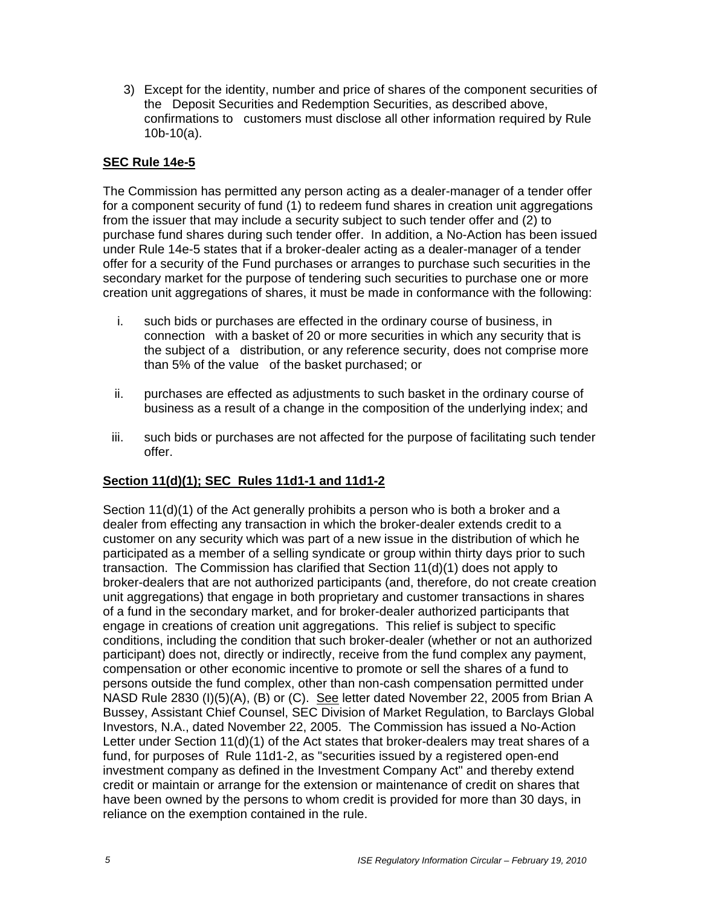3) Except for the identity, number and price of shares of the component securities of the Deposit Securities and Redemption Securities, as described above, confirmations to customers must disclose all other information required by Rule 10b-10(a).

**SEC Rule 14e-5**

The Commission has permitted any person acting as a dealer-manager of a tender offer for a component security of fund (1) to redeem fund shares in creation unit aggregations from the issuer that may include a security subject to such tender offer and (2) to purchase fund shares during such tender offer. In addition, a No-Action has been issued under Rule 14e-5 states that if a broker-dealer acting as a dealer-manager of a tender offer for a security of the Fund purchases or arranges to purchase such securities in the secondary market for the purpose of tendering such securities to purchase one or more creation unit aggregations of shares, it must be made in conformance with the following:

i. such bids or purchases are effected in the ordinary course of business, in connection with a basket of 20 or more securities in which any security that is the subject of a distribution, or any reference security, does not comprise more than 5% of the value of the basket purchased; or

ii. purchases are effected as adjustments to such basket in the ordinary course of business as a result of a change in the composition of the underlying index; and

iii. such bids or purchases are not affected for the purpose of facilitating such tender offer.

**Section 11(d)(1); SEC Rules 11d1-1 and 11d1-2**

Section 11(d)(1) of the Act generally prohibits a person who is both a broker and a dealer from effecting any transaction in which the broker-dealer extends credit to a customer on any security which was part of a new issue in the distribution of which he participated as a member of a selling syndicate or group within thirty days prior to such transaction. The Commission has clarified that Section 11(d)(1) does not apply to broker-dealers that are not authorized participants (and, therefore, do not create creation unit aggregations) that engage in both proprietary and customer transactions in shares of a fund in the secondary market, and for broker-dealer authorized participants that engage in creations of creation unit aggregations. This relief is subject to specific conditions, including the condition that such broker-dealer (whether or not an authorized participant) does not, directly or indirectly, receive from the fund complex any payment, compensation or other economic incentive to promote or sell the shares of a fund to persons outside the fund complex, other than non-cash compensation permitted under NASD Rule 2830 (I)(5)(A), (B) or (C). See letter dated November 22, 2005 from Brian A Bussey, Assistant Chief Counsel, SEC Division of Market Regulation, to Barclays Global Investors, N.A., dated November 22, 2005. The Commission has issued a No-Action Letter under Section 11(d)(1) of the Act states that broker-dealers may treat shares of a fund, for purposes of Rule 11d1-2, as "securities issued by a registered open-end investment company as defined in the Investment Company Act" and thereby extend credit or maintain or arrange for the extension or maintenance of credit on shares that have been owned by the persons to whom credit is provided for more than 30 days, in reliance on the exemption contained in the rule.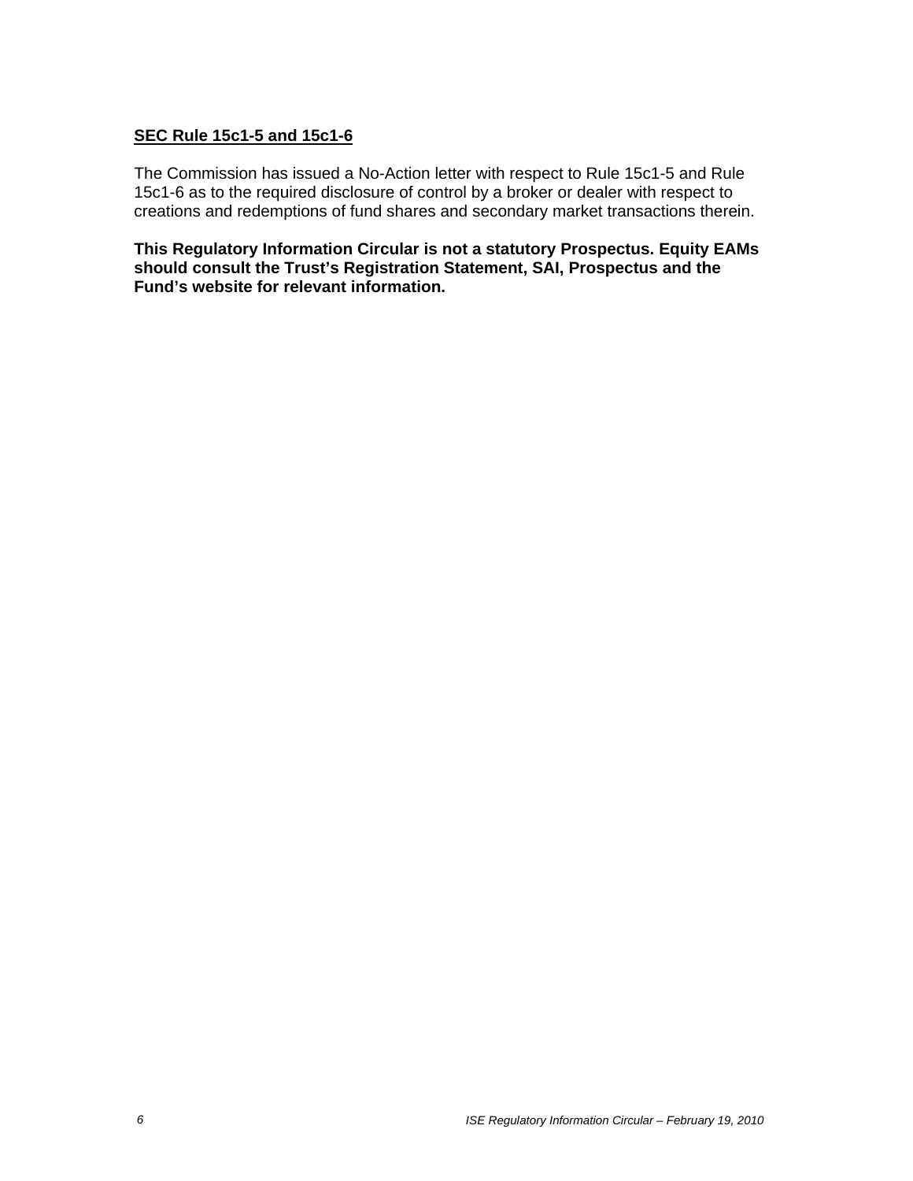**SEC Rule 15c1-5 and 15c1-6**

The Commission has issued a No-Action letter with respect to Rule 15c1-5 and Rule 15c1-6 as to the required disclosure of control by a broker or dealer with respect to creations and redemptions of fund shares and secondary market transactions therein.

**This Regulatory Information Circular is not a statutory Prospectus. Equity EAMs should consult the Trust's Registration Statement, SAI, Prospectus and the Fund's website for relevant information.**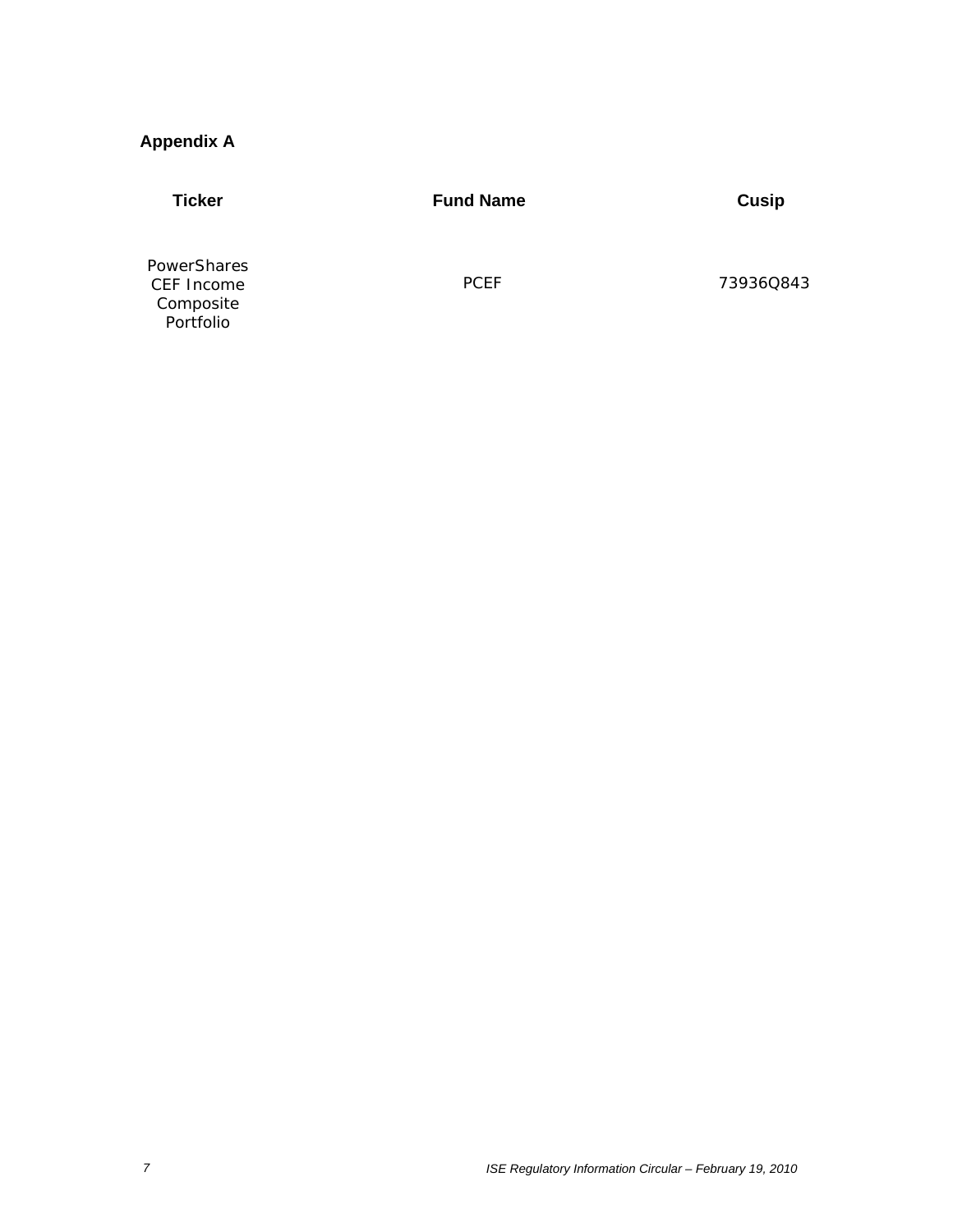## Appendix A

| Ticker | Fund Name | Cusip |
|---|---|---|
| PowerShares CEF Income Composite Portfolio | PCEF | 73936Q843 |